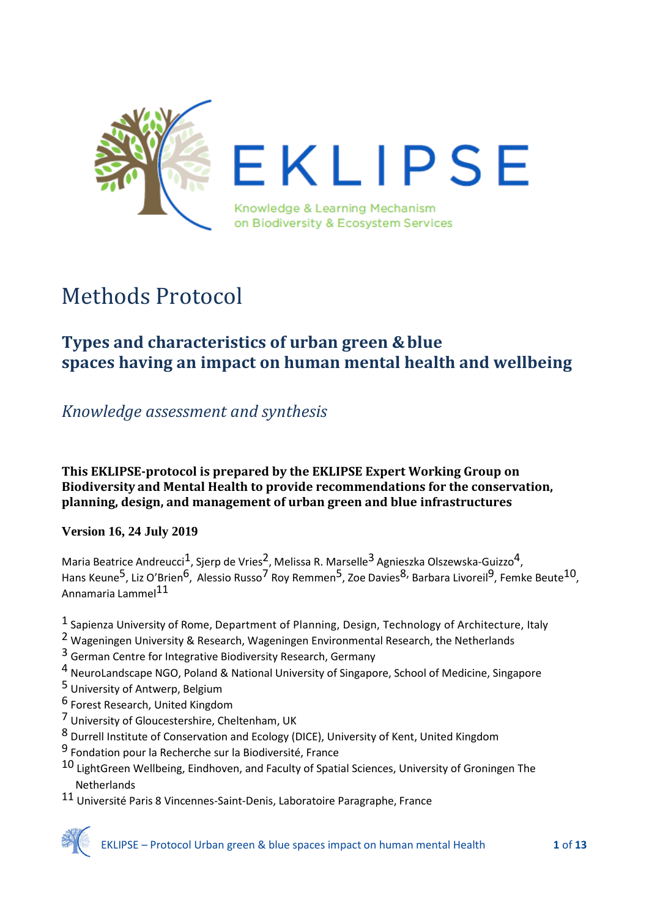EKLIPSE

Knowledge & Learning Mechanism on Biodiversity & Ecosystem Services

# Methods Protocol

## Types and characteristics of urban green & blue spaces having an impact on human mental health and wellbeing

### *Knowledge assessment and synthesis*

**This EKLIPSE-protocol is prepared by the EKLIPSE Expert Working Group on Biodiversity and Mental Health to provide recommendations for the conservation, planning, design, and management of urban green and blue infrastructures**

**Version 16, 24 July 2019**

Maria Beatrice Andreucci[1], Sjerp de Vries[2], Melissa R. Marselle[3] Agnieszka Olszewska-Guizzo[4], Hans Keune[5], Liz O'Brien[6], Alessio Russo[7] Roy Remmen[5], Zoe Davies[8], Barbara Livoreil[9], Femke Beute[10], Annamaria Lammel[11]

[1] Sapienza University of Rome, Department of Planning, Design, Technology of Architecture, Italy
[2] Wageningen University & Research, Wageningen Environmental Research, the Netherlands
[3] German Centre for Integrative Biodiversity Research, Germany
[4] NeuroLandscape NGO, Poland & National University of Singapore, School of Medicine, Singapore
[5] University of Antwerp, Belgium
[6] Forest Research, United Kingdom
[7] University of Gloucestershire, Cheltenham, UK
[8] Durrell Institute of Conservation and Ecology (DICE), University of Kent, United Kingdom
[9] Fondation pour la Recherche sur la Biodiversité, France
[10] LightGreen Wellbeing, Eindhoven, and Faculty of Spatial Sciences, University of Groningen The Netherlands
[11] Université Paris 8 Vincennes-Saint-Denis, Laboratoire Paragraphe, France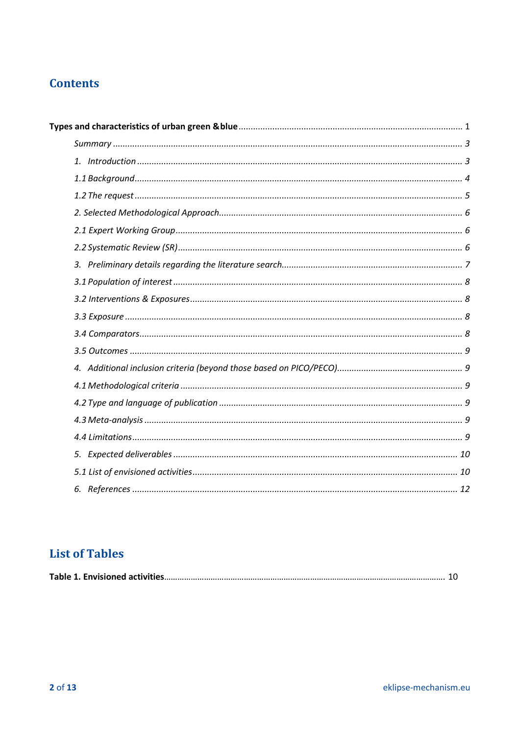## Contents

**Types and characteristics of urban green &blue** ........................................................................................ 1

*Summary* ........................................................................................................................ *3*

*1. Introduction* ................................................................................................................ *3*

*1.1 Background* ................................................................................................................ *4*

*1.2 The request* ................................................................................................................ *5*

*2. Selected Methodological Approach* ........................................................................... *6*

*2.1 Expert Working Group* ............................................................................................... *6*

*2.2 Systematic Review (SR)* ............................................................................................. *6*

*3. Preliminary details regarding the literature search* ................................................... *7*

*3.1 Population of interest* ................................................................................................ *8*

*3.2 Interventions & Exposures* ........................................................................................ *8*

*3.3 Exposure* .................................................................................................................... *8*

*3.4 Comparators* .............................................................................................................. *8*

*3.5 Outcomes* .................................................................................................................. *9*

*4. Additional inclusion criteria (beyond those based on PICO/PECO)* ............................ *9*

*4.1 Methodological criteria* ............................................................................................. *9*

*4.2 Type and language of publication* ............................................................................. *9*

*4.3 Meta-analysis* ............................................................................................................ *9*

*4.4 Limitations* ................................................................................................................. *9*

*5. Expected deliverables* ................................................................................................ *10*

*5.1 List of envisioned activities* ....................................................................................... *10*

*6. References* ................................................................................................................... *12*

## List of Tables

**Table 1. Envisioned activities** ........................................................................................ 10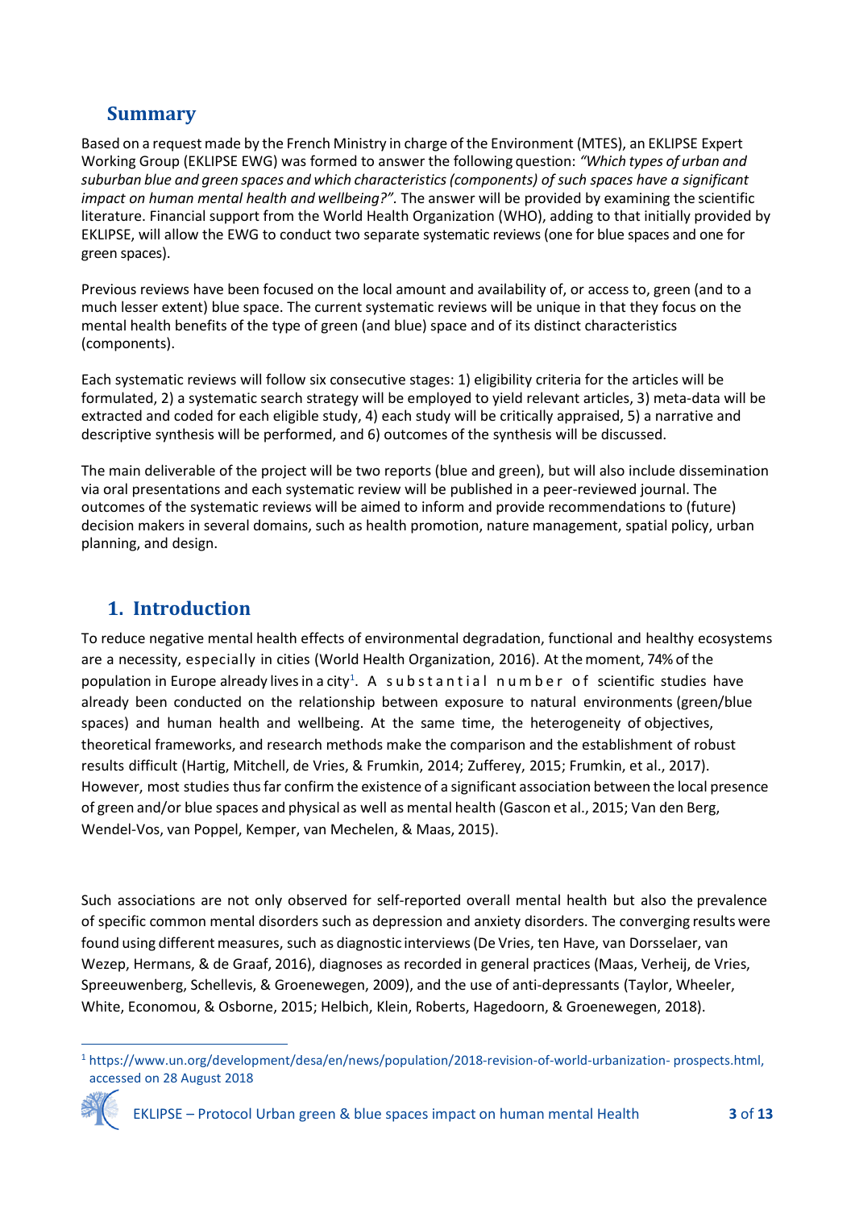## Summary

Based on a request made by the French Ministry in charge of the Environment (MTES), an EKLIPSE Expert Working Group (EKLIPSE EWG) was formed to answer the following question: *"Which types of urban and suburban blue and green spaces and which characteristics (components) of such spaces have a significant impact on human mental health and wellbeing?".* The answer will be provided by examining the scientific literature. Financial support from the World Health Organization (WHO), adding to that initially provided by EKLIPSE, will allow the EWG to conduct two separate systematic reviews (one for blue spaces and one for green spaces).

Previous reviews have been focused on the local amount and availability of, or access to, green (and to a much lesser extent) blue space. The current systematic reviews will be unique in that they focus on the mental health benefits of the type of green (and blue) space and of its distinct characteristics (components).

Each systematic reviews will follow six consecutive stages: 1) eligibility criteria for the articles will be formulated, 2) a systematic search strategy will be employed to yield relevant articles, 3) meta-data will be extracted and coded for each eligible study, 4) each study will be critically appraised, 5) a narrative and descriptive synthesis will be performed, and 6) outcomes of the synthesis will be discussed.

The main deliverable of the project will be two reports (blue and green), but will also include dissemination via oral presentations and each systematic review will be published in a peer-reviewed journal. The outcomes of the systematic reviews will be aimed to inform and provide recommendations to (future) decision makers in several domains, such as health promotion, nature management, spatial policy, urban planning, and design.

## 1. Introduction

To reduce negative mental health effects of environmental degradation, functional and healthy ecosystems are a necessity, especially in cities (World Health Organization, 2016). At the moment, 74% of the population in Europe already lives in a city[1]. A substantial number of scientific studies have already been conducted on the relationship between exposure to natural environments (green/blue spaces) and human health and wellbeing. At the same time, the heterogeneity of objectives, theoretical frameworks, and research methods make the comparison and the establishment of robust results difficult (Hartig, Mitchell, de Vries, & Frumkin, 2014; Zufferey, 2015; Frumkin, et al., 2017). However, most studies thus far confirm the existence of a significant association between the local presence of green and/or blue spaces and physical as well as mental health (Gascon et al., 2015; Van den Berg, Wendel-Vos, van Poppel, Kemper, van Mechelen, & Maas, 2015).

Such associations are not only observed for self-reported overall mental health but also the prevalence of specific common mental disorders such as depression and anxiety disorders. The converging results were found using different measures, such as diagnostic interviews (De Vries, ten Have, van Dorsselaer, van Wezep, Hermans, & de Graaf, 2016), diagnoses as recorded in general practices (Maas, Verheij, de Vries, Spreeuwenberg, Schellevis, & Groenewegen, 2009), and the use of anti-depressants (Taylor, Wheeler, White, Economou, & Osborne, 2015; Helbich, Klein, Roberts, Hagedoorn, & Groenewegen, 2018).

[1] https://www.un.org/development/desa/en/news/population/2018-revision-of-world-urbanization- prospects.html, accessed on 28 August 2018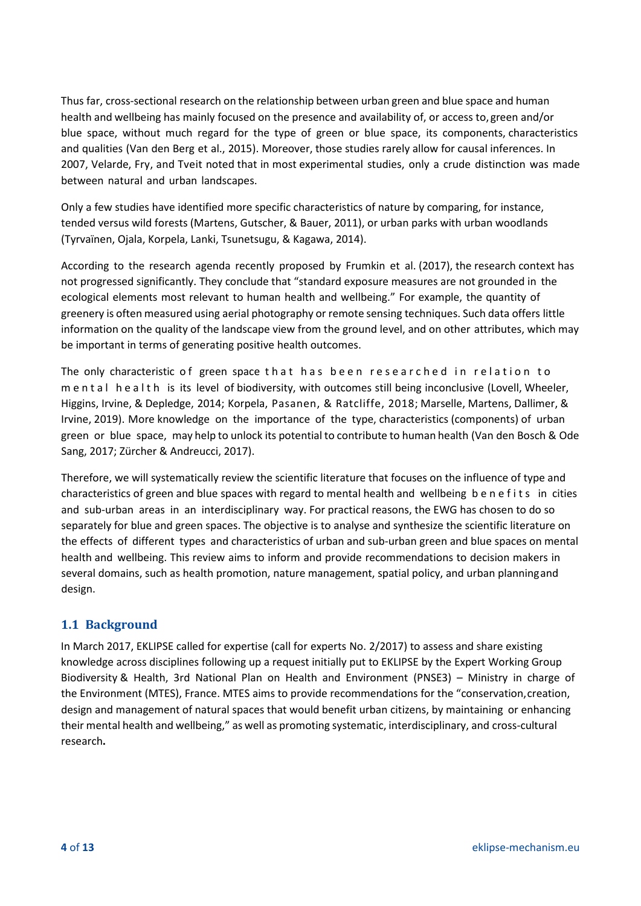Thus far, cross-sectional research on the relationship between urban green and blue space and human health and wellbeing has mainly focused on the presence and availability of, or access to, green and/or blue space, without much regard for the type of green or blue space, its components, characteristics and qualities (Van den Berg et al., 2015). Moreover, those studies rarely allow for causal inferences. In 2007, Velarde, Fry, and Tveit noted that in most experimental studies, only a crude distinction was made between natural and urban landscapes.

Only a few studies have identified more specific characteristics of nature by comparing, for instance, tended versus wild forests (Martens, Gutscher, & Bauer, 2011), or urban parks with urban woodlands (Tyrvaïnen, Ojala, Korpela, Lanki, Tsunetsugu, & Kagawa, 2014).

According to the research agenda recently proposed by Frumkin et al. (2017), the research context has not progressed significantly. They conclude that "standard exposure measures are not grounded in the ecological elements most relevant to human health and wellbeing." For example, the quantity of greenery is often measured using aerial photography or remote sensing techniques. Such data offers little information on the quality of the landscape view from the ground level, and on other attributes, which may be important in terms of generating positive health outcomes.

The only characteristic of green space that has been researched in relation to mental health is its level of biodiversity, with outcomes still being inconclusive (Lovell, Wheeler, Higgins, Irvine, & Depledge, 2014; Korpela, Pasanen, & Ratcliffe, 2018; Marselle, Martens, Dallimer, & Irvine, 2019). More knowledge on the importance of the type, characteristics (components) of urban green or blue space, may help to unlock its potential to contribute to human health (Van den Bosch & Ode Sang, 2017; Zürcher & Andreucci, 2017).

Therefore, we will systematically review the scientific literature that focuses on the influence of type and characteristics of green and blue spaces with regard to mental health and wellbeing benefits in cities and sub-urban areas in an interdisciplinary way. For practical reasons, the EWG has chosen to do so separately for blue and green spaces. The objective is to analyse and synthesize the scientific literature on the effects of different types and characteristics of urban and sub-urban green and blue spaces on mental health and wellbeing. This review aims to inform and provide recommendations to decision makers in several domains, such as health promotion, nature management, spatial policy, and urban planning and design.

## 1.1 Background

In March 2017, EKLIPSE called for expertise (call for experts No. 2/2017) to assess and share existing knowledge across disciplines following up a request initially put to EKLIPSE by the Expert Working Group Biodiversity & Health, 3rd National Plan on Health and Environment (PNSE3) – Ministry in charge of the Environment (MTES), France. MTES aims to provide recommendations for the "conservation, creation, design and management of natural spaces that would benefit urban citizens, by maintaining or enhancing their mental health and wellbeing," as well as promoting systematic, interdisciplinary, and cross-cultural research**.**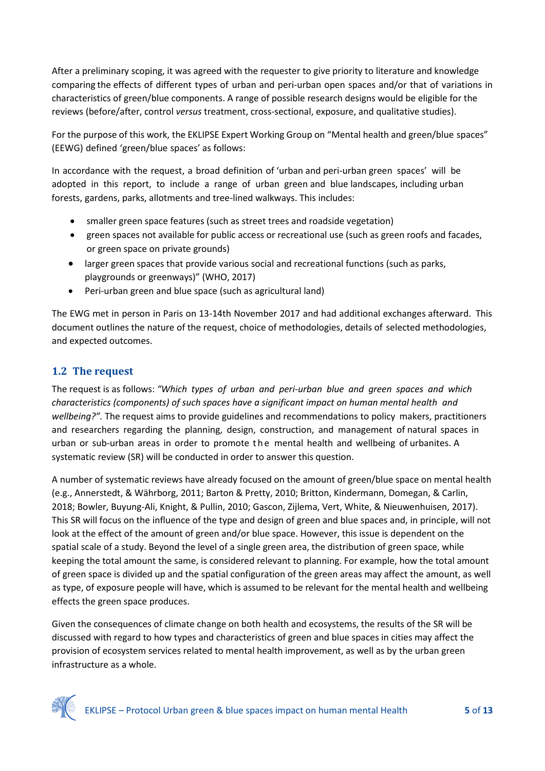After a preliminary scoping, it was agreed with the requester to give priority to literature and knowledge comparing the effects of different types of urban and peri-urban open spaces and/or that of variations in characteristics of green/blue components. A range of possible research designs would be eligible for the reviews (before/after, control *versus* treatment, cross-sectional, exposure, and qualitative studies).

For the purpose of this work, the EKLIPSE Expert Working Group on "Mental health and green/blue spaces" (EEWG) defined 'green/blue spaces' as follows:

In accordance with the request, a broad definition of 'urban and peri-urban green spaces' will be adopted in this report, to include a range of urban green and blue landscapes, including urban forests, gardens, parks, allotments and tree-lined walkways. This includes:

- smaller green space features (such as street trees and roadside vegetation)
- green spaces not available for public access or recreational use (such as green roofs and facades, or green space on private grounds)
- larger green spaces that provide various social and recreational functions (such as parks, playgrounds or greenways)" (WHO, 2017)
- Peri-urban green and blue space (such as agricultural land)

The EWG met in person in Paris on 13-14th November 2017 and had additional exchanges afterward. This document outlines the nature of the request, choice of methodologies, details of selected methodologies, and expected outcomes.

## 1.2 The request

The request is as follows: *"Which types of urban and peri-urban blue and green spaces and which characteristics (components) of such spaces have a significant impact on human mental health and wellbeing?".* The request aims to provide guidelines and recommendations to policy makers, practitioners and researchers regarding the planning, design, construction, and management of natural spaces in urban or sub-urban areas in order to promote the mental health and wellbeing of urbanites. A systematic review (SR) will be conducted in order to answer this question.

A number of systematic reviews have already focused on the amount of green/blue space on mental health (e.g., Annerstedt, & Währborg, 2011; Barton & Pretty, 2010; Britton, Kindermann, Domegan, & Carlin, 2018; Bowler, Buyung-Ali, Knight, & Pullin, 2010; Gascon, Zijlema, Vert, White, & Nieuwenhuisen, 2017). This SR will focus on the influence of the type and design of green and blue spaces and, in principle, will not look at the effect of the amount of green and/or blue space. However, this issue is dependent on the spatial scale of a study. Beyond the level of a single green area, the distribution of green space, while keeping the total amount the same, is considered relevant to planning. For example, how the total amount of green space is divided up and the spatial configuration of the green areas may affect the amount, as well as type, of exposure people will have, which is assumed to be relevant for the mental health and wellbeing effects the green space produces.

Given the consequences of climate change on both health and ecosystems, the results of the SR will be discussed with regard to how types and characteristics of green and blue spaces in cities may affect the provision of ecosystem services related to mental health improvement, as well as by the urban green infrastructure as a whole.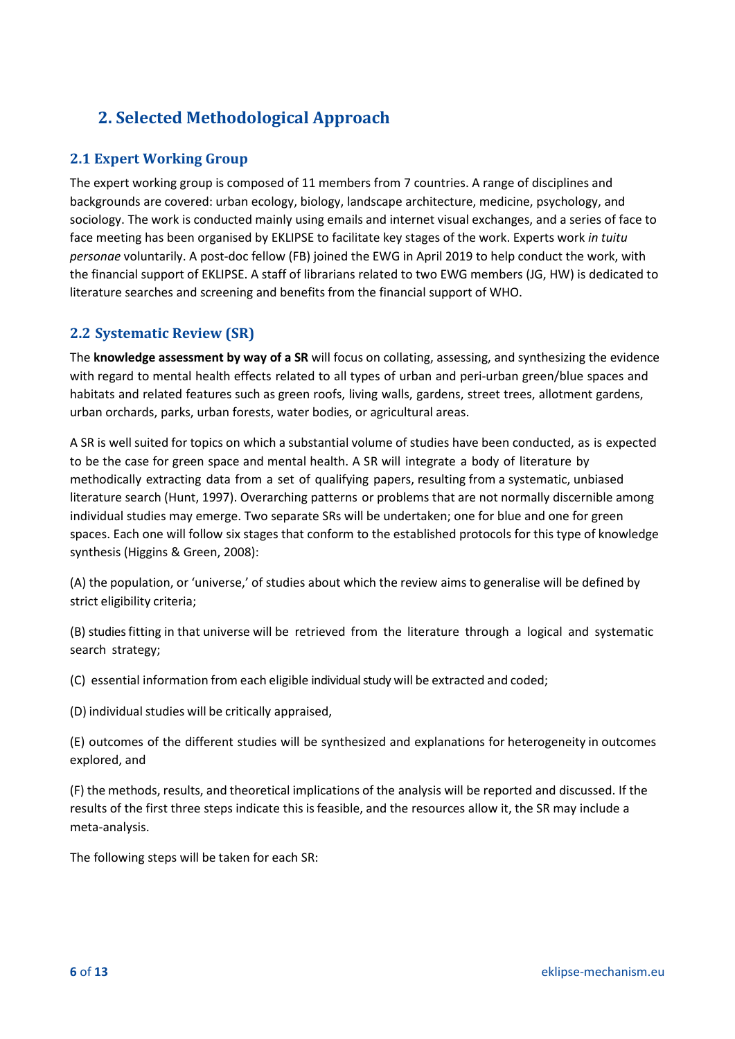# 2. Selected Methodological Approach

## 2.1 Expert Working Group

The expert working group is composed of 11 members from 7 countries. A range of disciplines and backgrounds are covered: urban ecology, biology, landscape architecture, medicine, psychology, and sociology. The work is conducted mainly using emails and internet visual exchanges, and a series of face to face meeting has been organised by EKLIPSE to facilitate key stages of the work. Experts work *in tuitu personae* voluntarily. A post-doc fellow (FB) joined the EWG in April 2019 to help conduct the work, with the financial support of EKLIPSE. A staff of librarians related to two EWG members (JG, HW) is dedicated to literature searches and screening and benefits from the financial support of WHO.

## 2.2 Systematic Review (SR)

The **knowledge assessment by way of a SR** will focus on collating, assessing, and synthesizing the evidence with regard to mental health effects related to all types of urban and peri-urban green/blue spaces and habitats and related features such as green roofs, living walls, gardens, street trees, allotment gardens, urban orchards, parks, urban forests, water bodies, or agricultural areas.

A SR is well suited for topics on which a substantial volume of studies have been conducted, as is expected to be the case for green space and mental health. A SR will integrate a body of literature by methodically extracting data from a set of qualifying papers, resulting from a systematic, unbiased literature search (Hunt, 1997). Overarching patterns or problems that are not normally discernible among individual studies may emerge. Two separate SRs will be undertaken; one for blue and one for green spaces. Each one will follow six stages that conform to the established protocols for this type of knowledge synthesis (Higgins & Green, 2008):

(A) the population, or 'universe,' of studies about which the review aims to generalise will be defined by strict eligibility criteria;

(B) studies fitting in that universe will be retrieved from the literature through a logical and systematic search strategy;

(C) essential information from each eligible individual study will be extracted and coded;

(D) individual studies will be critically appraised,

(E) outcomes of the different studies will be synthesized and explanations for heterogeneity in outcomes explored, and

(F) the methods, results, and theoretical implications of the analysis will be reported and discussed. If the results of the first three steps indicate this is feasible, and the resources allow it, the SR may include a meta-analysis.

The following steps will be taken for each SR: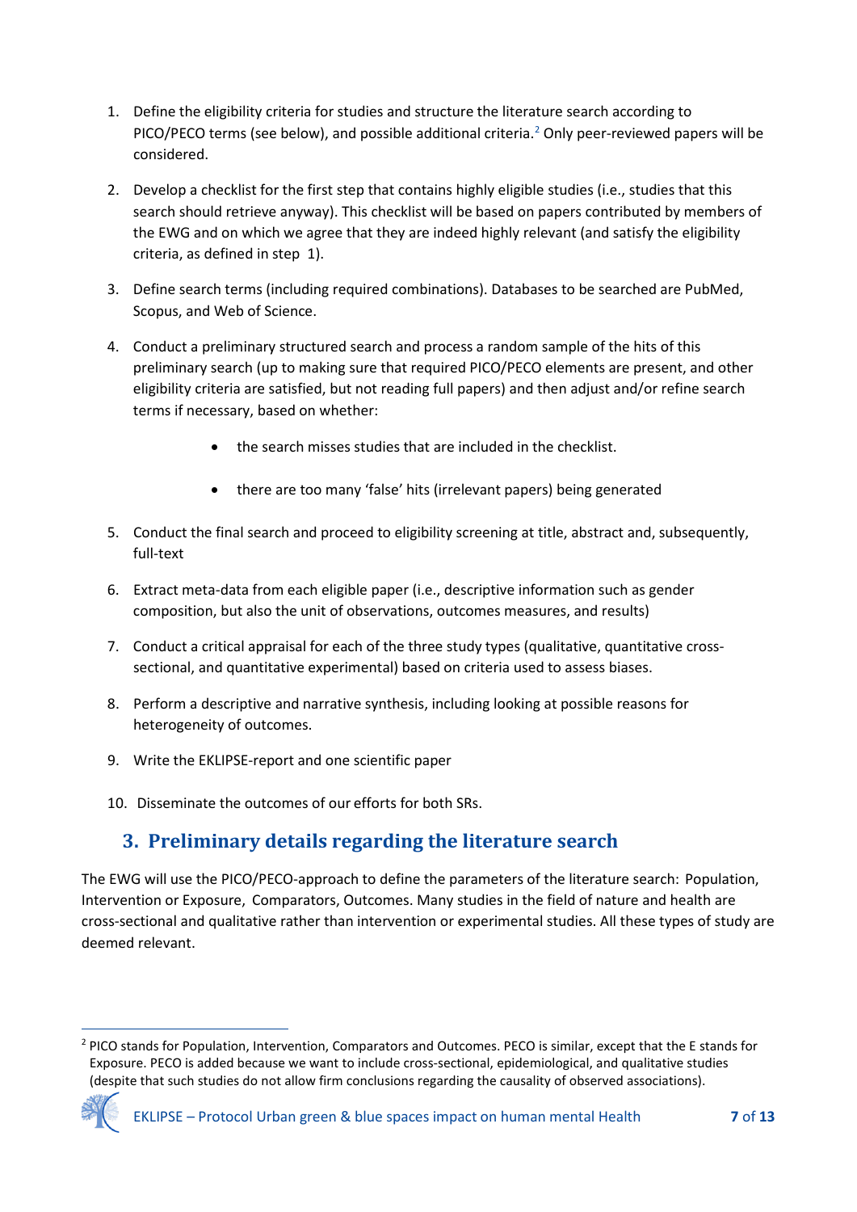1. Define the eligibility criteria for studies and structure the literature search according to PICO/PECO terms (see below), and possible additional criteria.[2] Only peer-reviewed papers will be considered.

2. Develop a checklist for the first step that contains highly eligible studies (i.e., studies that this search should retrieve anyway). This checklist will be based on papers contributed by members of the EWG and on which we agree that they are indeed highly relevant (and satisfy the eligibility criteria, as defined in step 1).

3. Define search terms (including required combinations). Databases to be searched are PubMed, Scopus, and Web of Science.

4. Conduct a preliminary structured search and process a random sample of the hits of this preliminary search (up to making sure that required PICO/PECO elements are present, and other eligibility criteria are satisfied, but not reading full papers) and then adjust and/or refine search terms if necessary, based on whether:

   - the search misses studies that are included in the checklist.
   - there are too many 'false' hits (irrelevant papers) being generated

5. Conduct the final search and proceed to eligibility screening at title, abstract and, subsequently, full-text

6. Extract meta-data from each eligible paper (i.e., descriptive information such as gender composition, but also the unit of observations, outcomes measures, and results)

7. Conduct a critical appraisal for each of the three study types (qualitative, quantitative cross-sectional, and quantitative experimental) based on criteria used to assess biases.

8. Perform a descriptive and narrative synthesis, including looking at possible reasons for heterogeneity of outcomes.

9. Write the EKLIPSE-report and one scientific paper

10. Disseminate the outcomes of our efforts for both SRs.

## 3. Preliminary details regarding the literature search

The EWG will use the PICO/PECO-approach to define the parameters of the literature search: Population, Intervention or Exposure, Comparators, Outcomes. Many studies in the field of nature and health are cross-sectional and qualitative rather than intervention or experimental studies. All these types of study are deemed relevant.

---

[2] PICO stands for Population, Intervention, Comparators and Outcomes. PECO is similar, except that the E stands for Exposure. PECO is added because we want to include cross-sectional, epidemiological, and qualitative studies (despite that such studies do not allow firm conclusions regarding the causality of observed associations).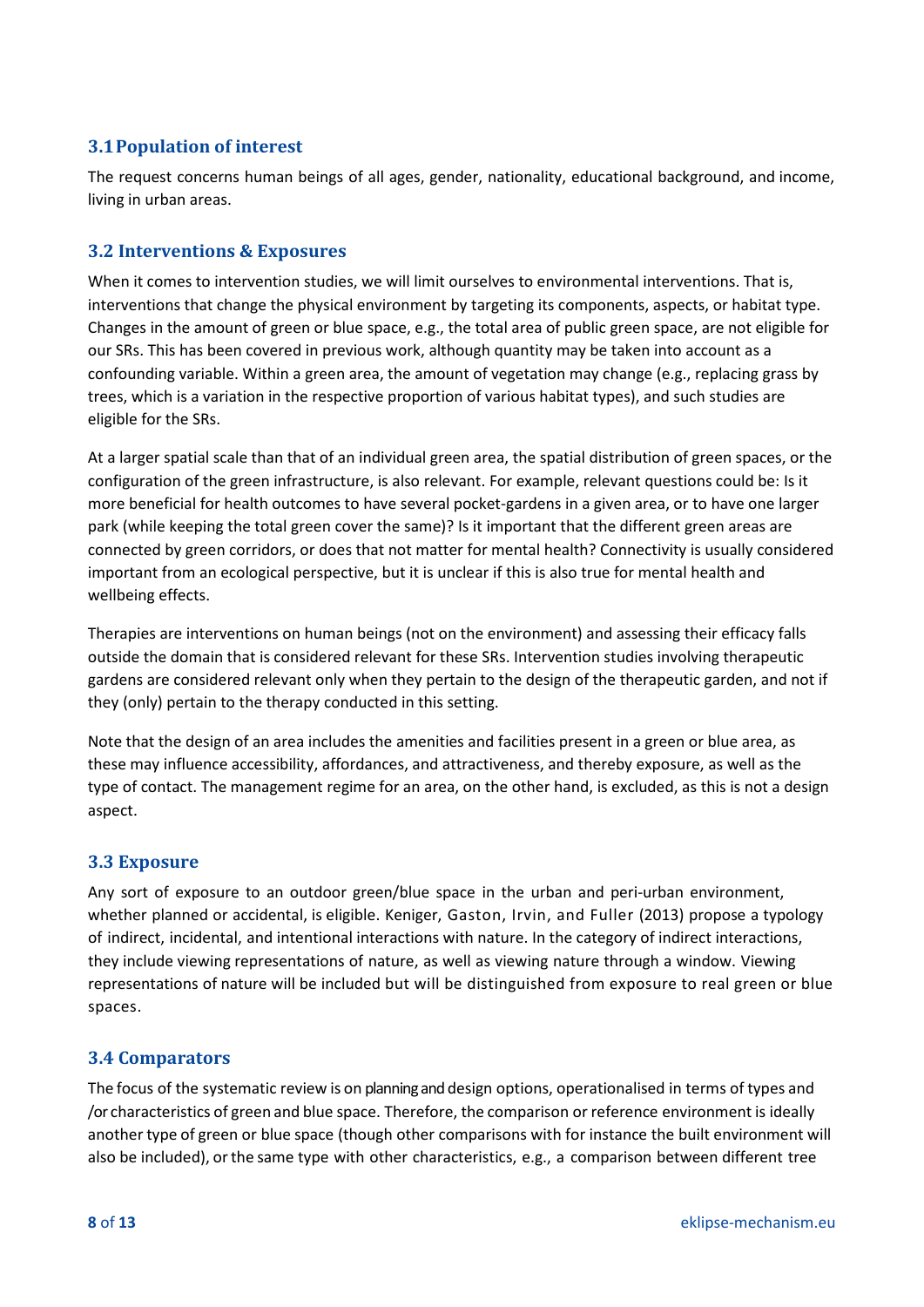### 3.1 Population of interest

The request concerns human beings of all ages, gender, nationality, educational background, and income, living in urban areas.

### 3.2 Interventions & Exposures

When it comes to intervention studies, we will limit ourselves to environmental interventions. That is, interventions that change the physical environment by targeting its components, aspects, or habitat type. Changes in the amount of green or blue space, e.g., the total area of public green space, are not eligible for our SRs. This has been covered in previous work, although quantity may be taken into account as a confounding variable. Within a green area, the amount of vegetation may change (e.g., replacing grass by trees, which is a variation in the respective proportion of various habitat types), and such studies are eligible for the SRs.

At a larger spatial scale than that of an individual green area, the spatial distribution of green spaces, or the configuration of the green infrastructure, is also relevant. For example, relevant questions could be: Is it more beneficial for health outcomes to have several pocket-gardens in a given area, or to have one larger park (while keeping the total green cover the same)? Is it important that the different green areas are connected by green corridors, or does that not matter for mental health? Connectivity is usually considered important from an ecological perspective, but it is unclear if this is also true for mental health and wellbeing effects.

Therapies are interventions on human beings (not on the environment) and assessing their efficacy falls outside the domain that is considered relevant for these SRs. Intervention studies involving therapeutic gardens are considered relevant only when they pertain to the design of the therapeutic garden, and not if they (only) pertain to the therapy conducted in this setting.

Note that the design of an area includes the amenities and facilities present in a green or blue area, as these may influence accessibility, affordances, and attractiveness, and thereby exposure, as well as the type of contact. The management regime for an area, on the other hand, is excluded, as this is not a design aspect.

### 3.3 Exposure

Any sort of exposure to an outdoor green/blue space in the urban and peri-urban environment, whether planned or accidental, is eligible. Keniger, Gaston, Irvin, and Fuller (2013) propose a typology of indirect, incidental, and intentional interactions with nature. In the category of indirect interactions, they include viewing representations of nature, as well as viewing nature through a window. Viewing representations of nature will be included but will be distinguished from exposure to real green or blue spaces.

### 3.4 Comparators

The focus of the systematic review is on planning and design options, operationalised in terms of types and /or characteristics of green and blue space. Therefore, the comparison or reference environment is ideally another type of green or blue space (though other comparisons with for instance the built environment will also be included), or the same type with other characteristics, e.g., a comparison between different tree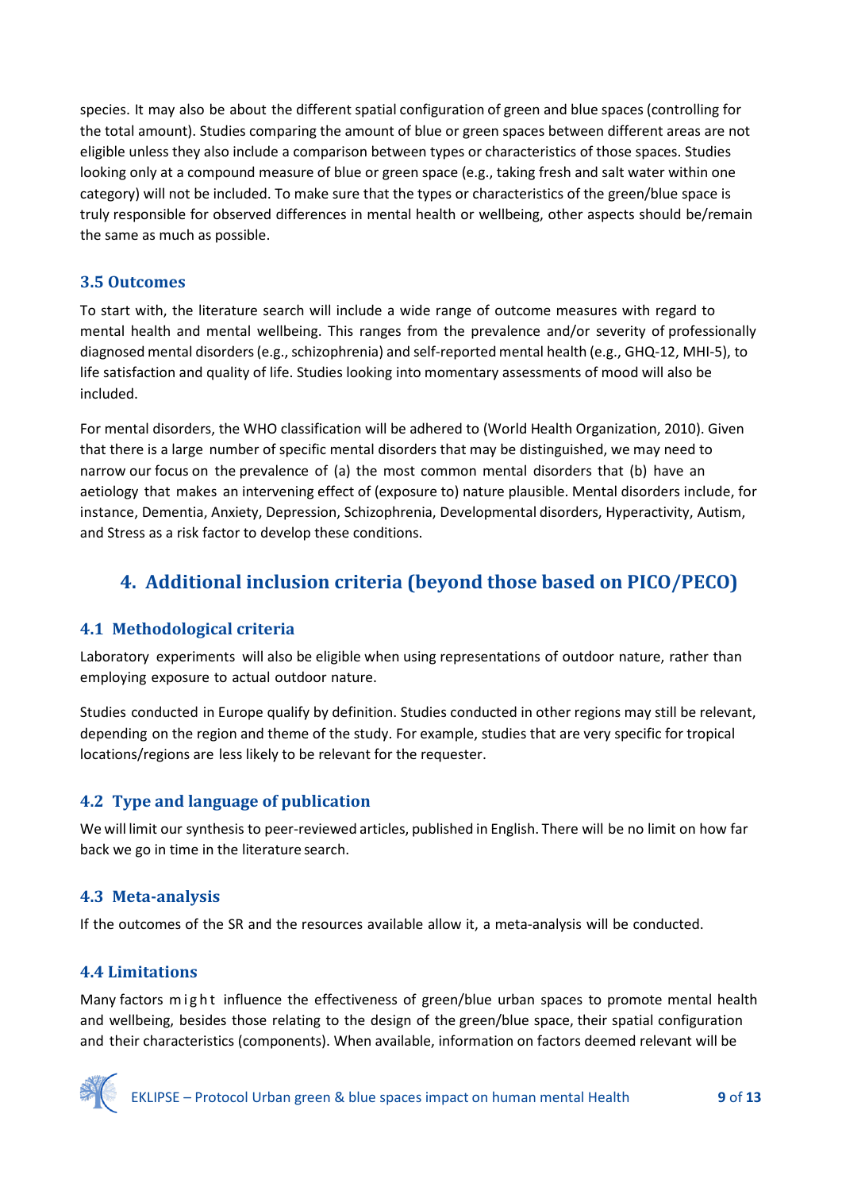species. It may also be about the different spatial configuration of green and blue spaces (controlling for the total amount). Studies comparing the amount of blue or green spaces between different areas are not eligible unless they also include a comparison between types or characteristics of those spaces. Studies looking only at a compound measure of blue or green space (e.g., taking fresh and salt water within one category) will not be included. To make sure that the types or characteristics of the green/blue space is truly responsible for observed differences in mental health or wellbeing, other aspects should be/remain the same as much as possible.

### 3.5 Outcomes

To start with, the literature search will include a wide range of outcome measures with regard to mental health and mental wellbeing. This ranges from the prevalence and/or severity of professionally diagnosed mental disorders (e.g., schizophrenia) and self-reported mental health (e.g., GHQ-12, MHI-5), to life satisfaction and quality of life. Studies looking into momentary assessments of mood will also be included.

For mental disorders, the WHO classification will be adhered to (World Health Organization, 2010). Given that there is a large number of specific mental disorders that may be distinguished, we may need to narrow our focus on the prevalence of (a) the most common mental disorders that (b) have an aetiology that makes an intervening effect of (exposure to) nature plausible. Mental disorders include, for instance, Dementia, Anxiety, Depression, Schizophrenia, Developmental disorders, Hyperactivity, Autism, and Stress as a risk factor to develop these conditions.

## 4. Additional inclusion criteria (beyond those based on PICO/PECO)

### 4.1 Methodological criteria

Laboratory experiments will also be eligible when using representations of outdoor nature, rather than employing exposure to actual outdoor nature.

Studies conducted in Europe qualify by definition. Studies conducted in other regions may still be relevant, depending on the region and theme of the study. For example, studies that are very specific for tropical locations/regions are less likely to be relevant for the requester.

### 4.2 Type and language of publication

We will limit our synthesis to peer-reviewed articles, published in English. There will be no limit on how far back we go in time in the literature search.

### 4.3 Meta-analysis

If the outcomes of the SR and the resources available allow it, a meta-analysis will be conducted.

### 4.4 Limitations

Many factors might influence the effectiveness of green/blue urban spaces to promote mental health and wellbeing, besides those relating to the design of the green/blue space, their spatial configuration and their characteristics (components). When available, information on factors deemed relevant will be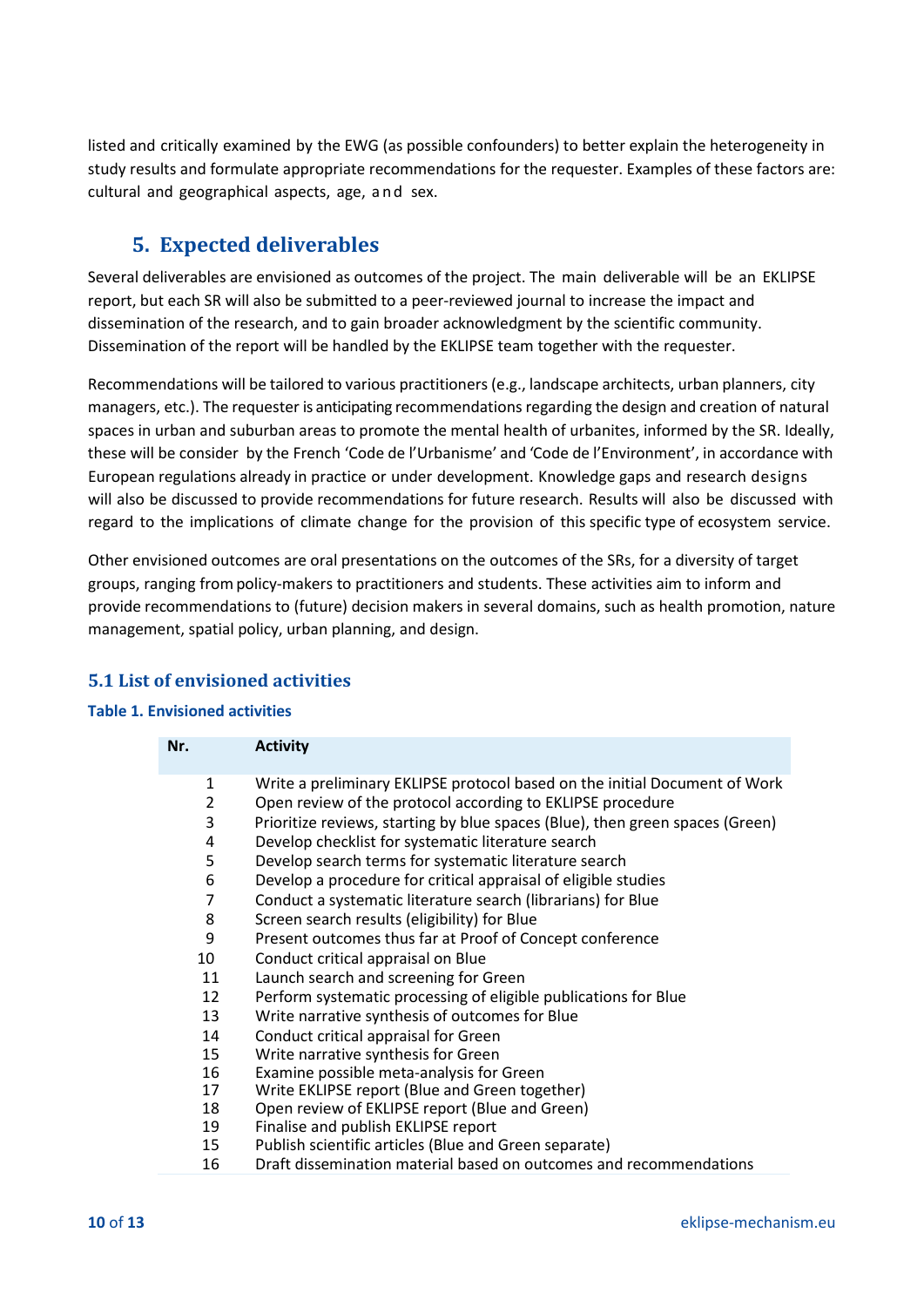listed and critically examined by the EWG (as possible confounders) to better explain the heterogeneity in study results and formulate appropriate recommendations for the requester. Examples of these factors are: cultural and geographical aspects, age, and sex.

## 5. Expected deliverables

Several deliverables are envisioned as outcomes of the project. The main deliverable will be an EKLIPSE report, but each SR will also be submitted to a peer-reviewed journal to increase the impact and dissemination of the research, and to gain broader acknowledgment by the scientific community. Dissemination of the report will be handled by the EKLIPSE team together with the requester.

Recommendations will be tailored to various practitioners (e.g., landscape architects, urban planners, city managers, etc.). The requester is anticipating recommendations regarding the design and creation of natural spaces in urban and suburban areas to promote the mental health of urbanites, informed by the SR. Ideally, these will be consider by the French 'Code de l'Urbanisme' and 'Code de l'Environment', in accordance with European regulations already in practice or under development. Knowledge gaps and research designs will also be discussed to provide recommendations for future research. Results will also be discussed with regard to the implications of climate change for the provision of this specific type of ecosystem service.

Other envisioned outcomes are oral presentations on the outcomes of the SRs, for a diversity of target groups, ranging from policy-makers to practitioners and students. These activities aim to inform and provide recommendations to (future) decision makers in several domains, such as health promotion, nature management, spatial policy, urban planning, and design.

### 5.1 List of envisioned activities

**Table 1. Envisioned activities**

| Nr. | Activity |
|---|---|
| 1 | Write a preliminary EKLIPSE protocol based on the initial Document of Work |
| 2 | Open review of the protocol according to EKLIPSE procedure |
| 3 | Prioritize reviews, starting by blue spaces (Blue), then green spaces (Green) |
| 4 | Develop checklist for systematic literature search |
| 5 | Develop search terms for systematic literature search |
| 6 | Develop a procedure for critical appraisal of eligible studies |
| 7 | Conduct a systematic literature search (librarians) for Blue |
| 8 | Screen search results (eligibility) for Blue |
| 9 | Present outcomes thus far at Proof of Concept conference |
| 10 | Conduct critical appraisal on Blue |
| 11 | Launch search and screening for Green |
| 12 | Perform systematic processing of eligible publications for Blue |
| 13 | Write narrative synthesis of outcomes for Blue |
| 14 | Conduct critical appraisal for Green |
| 15 | Write narrative synthesis for Green |
| 16 | Examine possible meta-analysis for Green |
| 17 | Write EKLIPSE report (Blue and Green together) |
| 18 | Open review of EKLIPSE report (Blue and Green) |
| 19 | Finalise and publish EKLIPSE report |
| 15 | Publish scientific articles (Blue and Green separate) |
| 16 | Draft dissemination material based on outcomes and recommendations |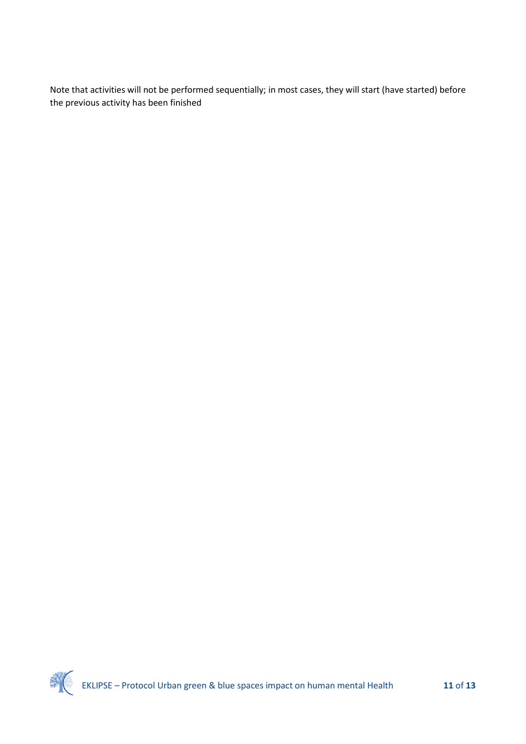Note that activities will not be performed sequentially; in most cases, they will start (have started) before the previous activity has been finished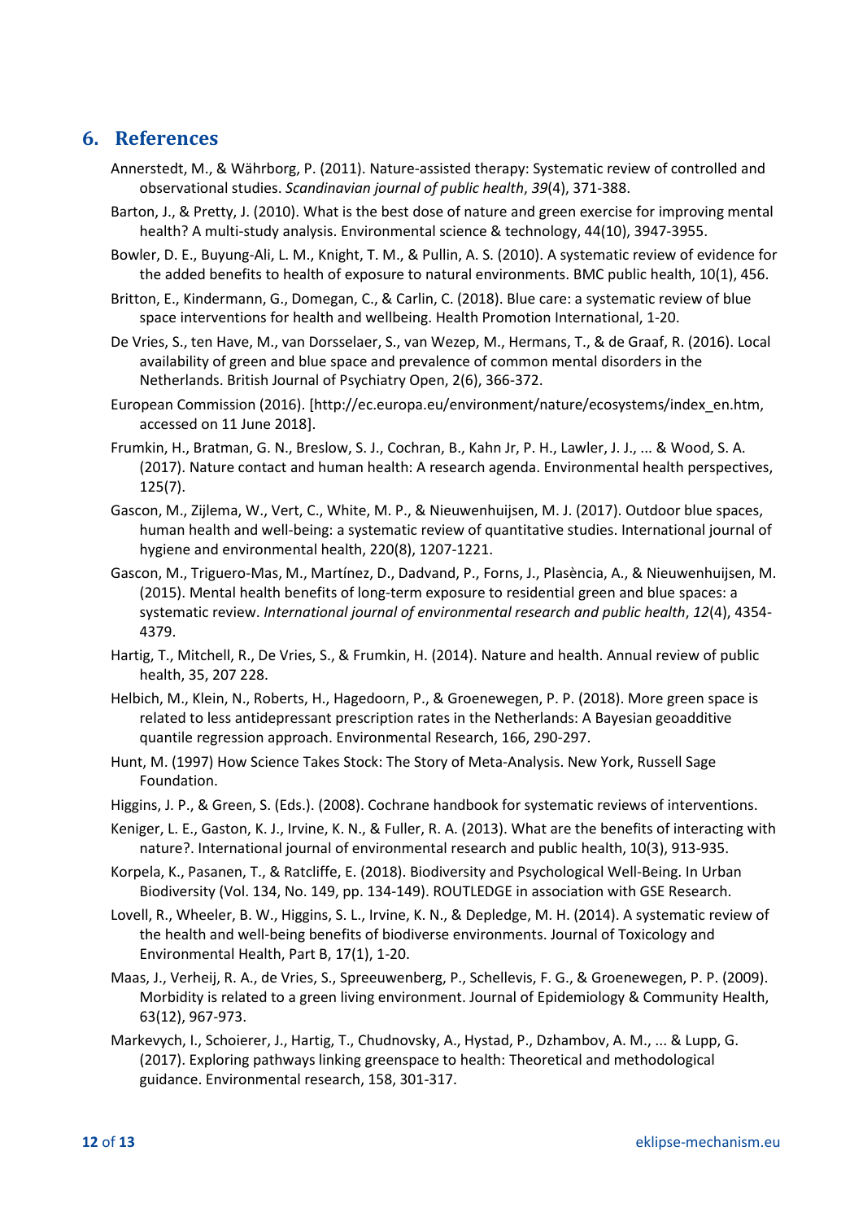## 6. References

Annerstedt, M., & Währborg, P. (2011). Nature-assisted therapy: Systematic review of controlled and observational studies. *Scandinavian journal of public health*, *39*(4), 371-388.

Barton, J., & Pretty, J. (2010). What is the best dose of nature and green exercise for improving mental health? A multi-study analysis. Environmental science & technology, 44(10), 3947-3955.

Bowler, D. E., Buyung-Ali, L. M., Knight, T. M., & Pullin, A. S. (2010). A systematic review of evidence for the added benefits to health of exposure to natural environments. BMC public health, 10(1), 456.

Britton, E., Kindermann, G., Domegan, C., & Carlin, C. (2018). Blue care: a systematic review of blue space interventions for health and wellbeing. Health Promotion International, 1-20.

De Vries, S., ten Have, M., van Dorsselaer, S., van Wezep, M., Hermans, T., & de Graaf, R. (2016). Local availability of green and blue space and prevalence of common mental disorders in the Netherlands. British Journal of Psychiatry Open, 2(6), 366-372.

European Commission (2016). [http://ec.europa.eu/environment/nature/ecosystems/index_en.htm, accessed on 11 June 2018].

Frumkin, H., Bratman, G. N., Breslow, S. J., Cochran, B., Kahn Jr, P. H., Lawler, J. J., ... & Wood, S. A. (2017). Nature contact and human health: A research agenda. Environmental health perspectives, 125(7).

Gascon, M., Zijlema, W., Vert, C., White, M. P., & Nieuwenhuijsen, M. J. (2017). Outdoor blue spaces, human health and well-being: a systematic review of quantitative studies. International journal of hygiene and environmental health, 220(8), 1207-1221.

Gascon, M., Triguero-Mas, M., Martínez, D., Dadvand, P., Forns, J., Plasència, A., & Nieuwenhuijsen, M. (2015). Mental health benefits of long-term exposure to residential green and blue spaces: a systematic review. *International journal of environmental research and public health*, *12*(4), 4354-4379.

Hartig, T., Mitchell, R., De Vries, S., & Frumkin, H. (2014). Nature and health. Annual review of public health, 35, 207 228.

Helbich, M., Klein, N., Roberts, H., Hagedoorn, P., & Groenewegen, P. P. (2018). More green space is related to less antidepressant prescription rates in the Netherlands: A Bayesian geoadditive quantile regression approach. Environmental Research, 166, 290-297.

Hunt, M. (1997) How Science Takes Stock: The Story of Meta-Analysis. New York, Russell Sage Foundation.

Higgins, J. P., & Green, S. (Eds.). (2008). Cochrane handbook for systematic reviews of interventions.

Keniger, L. E., Gaston, K. J., Irvine, K. N., & Fuller, R. A. (2013). What are the benefits of interacting with nature?. International journal of environmental research and public health, 10(3), 913-935.

Korpela, K., Pasanen, T., & Ratcliffe, E. (2018). Biodiversity and Psychological Well-Being. In Urban Biodiversity (Vol. 134, No. 149, pp. 134-149). ROUTLEDGE in association with GSE Research.

Lovell, R., Wheeler, B. W., Higgins, S. L., Irvine, K. N., & Depledge, M. H. (2014). A systematic review of the health and well-being benefits of biodiverse environments. Journal of Toxicology and Environmental Health, Part B, 17(1), 1-20.

Maas, J., Verheij, R. A., de Vries, S., Spreeuwenberg, P., Schellevis, F. G., & Groenewegen, P. P. (2009). Morbidity is related to a green living environment. Journal of Epidemiology & Community Health, 63(12), 967-973.

Markevych, I., Schoierer, J., Hartig, T., Chudnovsky, A., Hystad, P., Dzhambov, A. M., ... & Lupp, G. (2017). Exploring pathways linking greenspace to health: Theoretical and methodological guidance. Environmental research, 158, 301-317.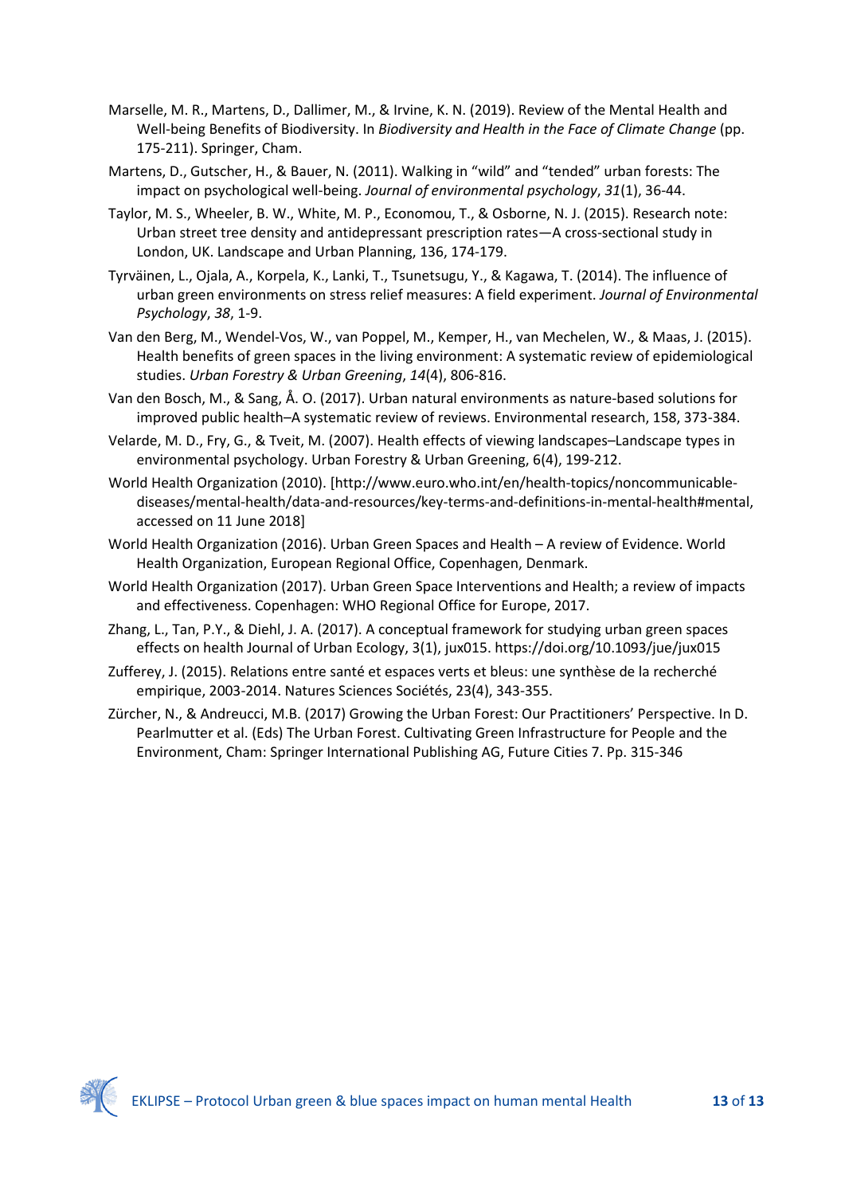Marselle, M. R., Martens, D., Dallimer, M., & Irvine, K. N. (2019). Review of the Mental Health and Well-being Benefits of Biodiversity. In *Biodiversity and Health in the Face of Climate Change* (pp. 175-211). Springer, Cham.

Martens, D., Gutscher, H., & Bauer, N. (2011). Walking in "wild" and "tended" urban forests: The impact on psychological well-being. *Journal of environmental psychology*, *31*(1), 36-44.

Taylor, M. S., Wheeler, B. W., White, M. P., Economou, T., & Osborne, N. J. (2015). Research note: Urban street tree density and antidepressant prescription rates—A cross-sectional study in London, UK. Landscape and Urban Planning, 136, 174-179.

Tyrväinen, L., Ojala, A., Korpela, K., Lanki, T., Tsunetsugu, Y., & Kagawa, T. (2014). The influence of urban green environments on stress relief measures: A field experiment. *Journal of Environmental Psychology*, *38*, 1-9.

Van den Berg, M., Wendel-Vos, W., van Poppel, M., Kemper, H., van Mechelen, W., & Maas, J. (2015). Health benefits of green spaces in the living environment: A systematic review of epidemiological studies. *Urban Forestry & Urban Greening*, *14*(4), 806-816.

Van den Bosch, M., & Sang, Å. O. (2017). Urban natural environments as nature-based solutions for improved public health–A systematic review of reviews. Environmental research, 158, 373-384.

Velarde, M. D., Fry, G., & Tveit, M. (2007). Health effects of viewing landscapes–Landscape types in environmental psychology. Urban Forestry & Urban Greening, 6(4), 199-212.

World Health Organization (2010). [http://www.euro.who.int/en/health-topics/noncommunicable-diseases/mental-health/data-and-resources/key-terms-and-definitions-in-mental-health#mental, accessed on 11 June 2018]

World Health Organization (2016). Urban Green Spaces and Health – A review of Evidence. World Health Organization, European Regional Office, Copenhagen, Denmark.

World Health Organization (2017). Urban Green Space Interventions and Health; a review of impacts and effectiveness. Copenhagen: WHO Regional Office for Europe, 2017.

Zhang, L., Tan, P.Y., & Diehl, J. A. (2017). A conceptual framework for studying urban green spaces effects on health Journal of Urban Ecology, 3(1), jux015. https://doi.org/10.1093/jue/jux015

Zufferey, J. (2015). Relations entre santé et espaces verts et bleus: une synthèse de la recherché empirique, 2003-2014. Natures Sciences Sociétés, 23(4), 343-355.

Zürcher, N., & Andreucci, M.B. (2017) Growing the Urban Forest: Our Practitioners' Perspective. In D. Pearlmutter et al. (Eds) The Urban Forest. Cultivating Green Infrastructure for People and the Environment, Cham: Springer International Publishing AG, Future Cities 7. Pp. 315-346